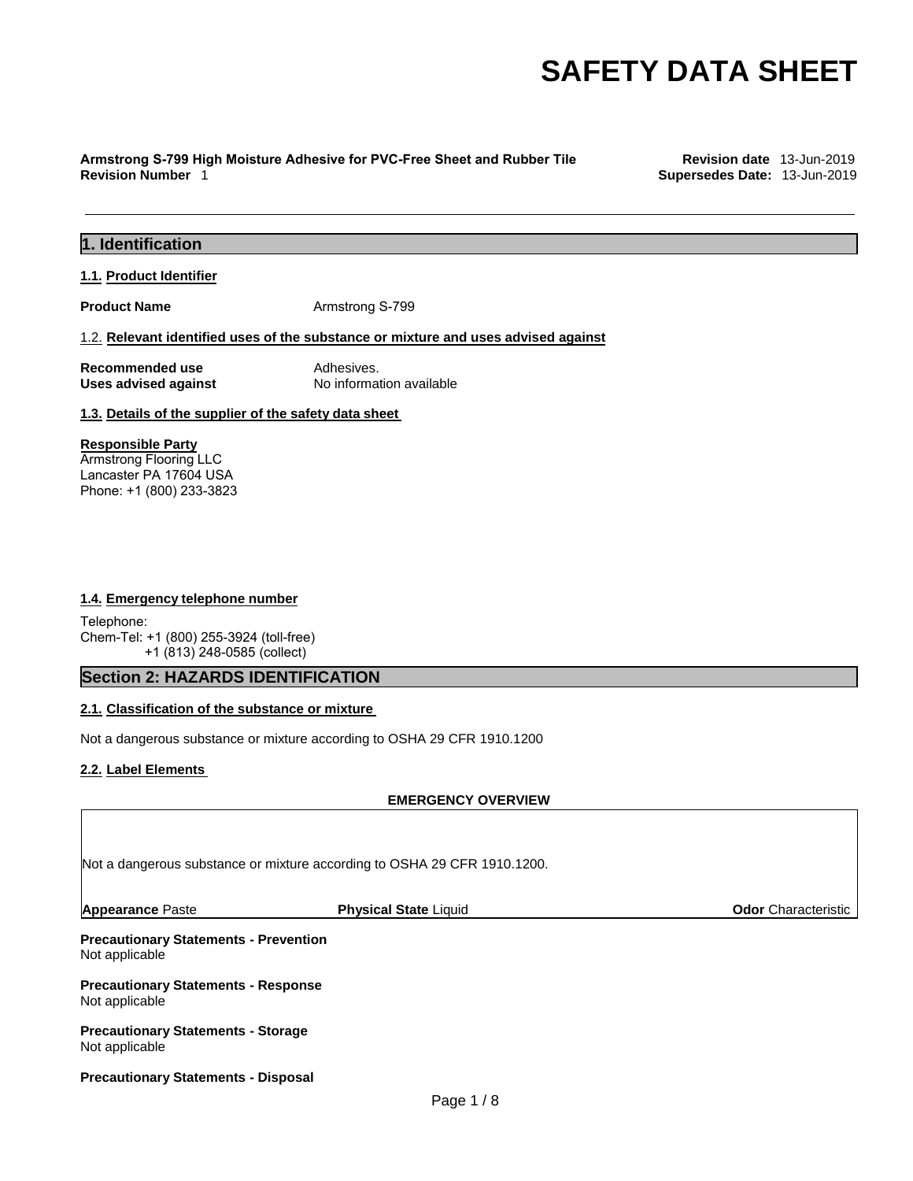# SAFETY DATA SHEET

**Armstrong S-799 High Moisture Adhesive for PVC-Free Sheet and Rubber Tile**
**Revision Number** 1

**Revision date** 13-Jun-2019
**Supersedes Date:** 13-Jun-2019

## 1. Identification

### 1.1. Product Identifier

**Product Name** Armstrong S-799

### 1.2. Relevant identified uses of the substance or mixture and uses advised against

**Recommended use** Adhesives.
**Uses advised against** No information available

### 1.3. Details of the supplier of the safety data sheet

**Responsible Party**
Armstrong Flooring LLC
Lancaster PA 17604 USA
Phone: +1 (800) 233-3823

### 1.4. Emergency telephone number

Telephone:
Chem-Tel: +1 (800) 255-3924 (toll-free)
+1 (813) 248-0585 (collect)

## Section 2: HAZARDS IDENTIFICATION

### 2.1. Classification of the substance or mixture

Not a dangerous substance or mixture according to OSHA 29 CFR 1910.1200

### 2.2. Label Elements

**EMERGENCY OVERVIEW**

Not a dangerous substance or mixture according to OSHA 29 CFR 1910.1200.

**Appearance** Paste **Physical State** Liquid **Odor** Characteristic

**Precautionary Statements - Prevention**
Not applicable

**Precautionary Statements - Response**
Not applicable

**Precautionary Statements - Storage**
Not applicable

**Precautionary Statements - Disposal**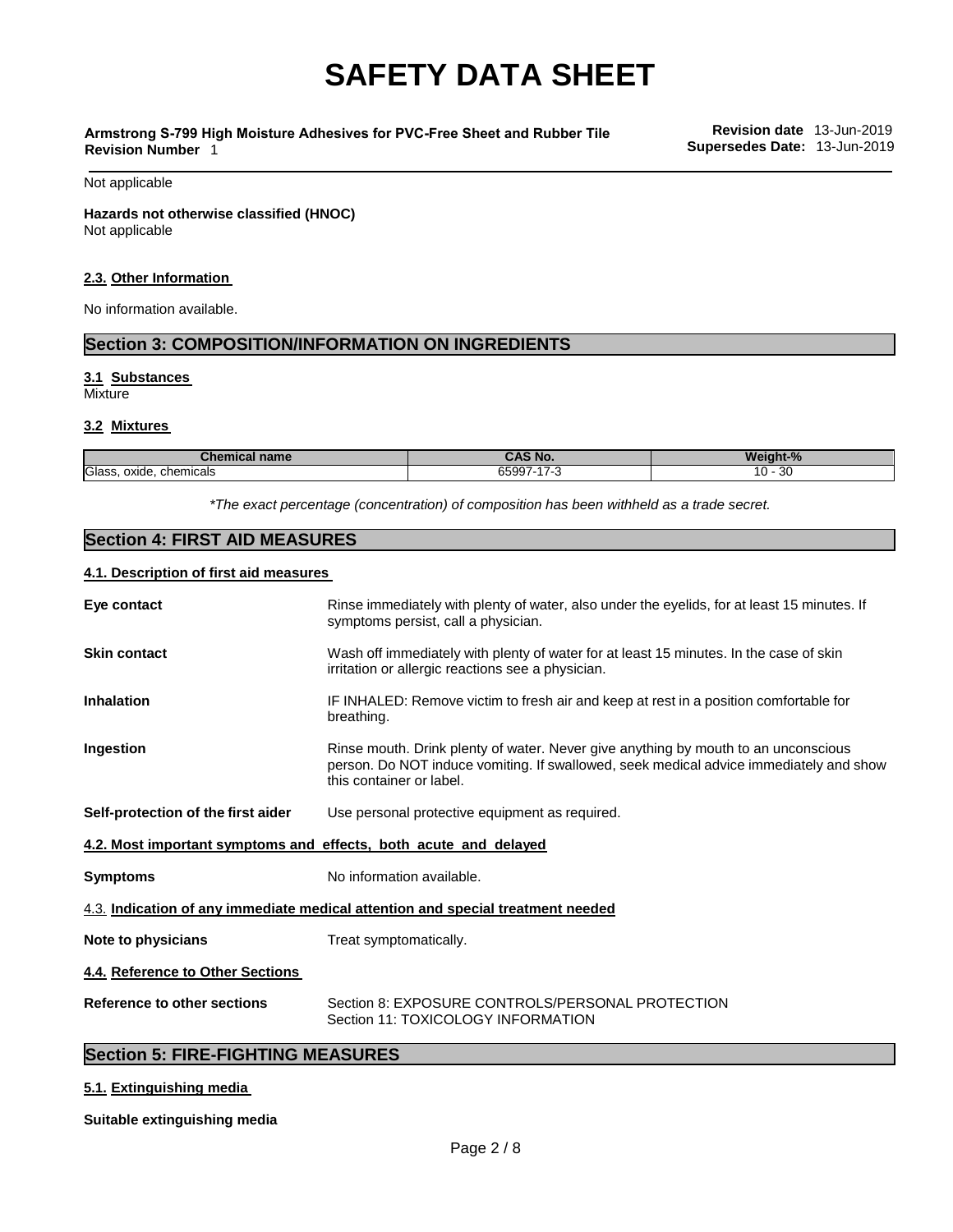Not applicable

**Hazards not otherwise classified (HNOC)**
Not applicable

### 2.3. Other Information

No information available.

## Section 3: COMPOSITION/INFORMATION ON INGREDIENTS

### 3.1 Substances

Mixture

### 3.2 Mixtures

| Chemical name | CAS No. | Weight-% |
| --- | --- | --- |
| Glass, oxide, chemicals | 65997-17-3 | 10 - 30 |

*\*The exact percentage (concentration) of composition has been withheld as a trade secret.*

## Section 4: FIRST AID MEASURES

### 4.1. Description of first aid measures

**Eye contact** Rinse immediately with plenty of water, also under the eyelids, for at least 15 minutes. If symptoms persist, call a physician.

**Skin contact** Wash off immediately with plenty of water for at least 15 minutes. In the case of skin irritation or allergic reactions see a physician.

**Inhalation** IF INHALED: Remove victim to fresh air and keep at rest in a position comfortable for breathing.

**Ingestion** Rinse mouth. Drink plenty of water. Never give anything by mouth to an unconscious person. Do NOT induce vomiting. If swallowed, seek medical advice immediately and show this container or label.

**Self-protection of the first aider** Use personal protective equipment as required.

### 4.2. Most important symptoms and effects, both acute and delayed

**Symptoms** No information available.

### 4.3. Indication of any immediate medical attention and special treatment needed

**Note to physicians** Treat symptomatically.

### 4.4. Reference to Other Sections

**Reference to other sections** Section 8: EXPOSURE CONTROLS/PERSONAL PROTECTION
Section 11: TOXICOLOGY INFORMATION

## Section 5: FIRE-FIGHTING MEASURES

### 5.1. Extinguishing media

**Suitable extinguishing media**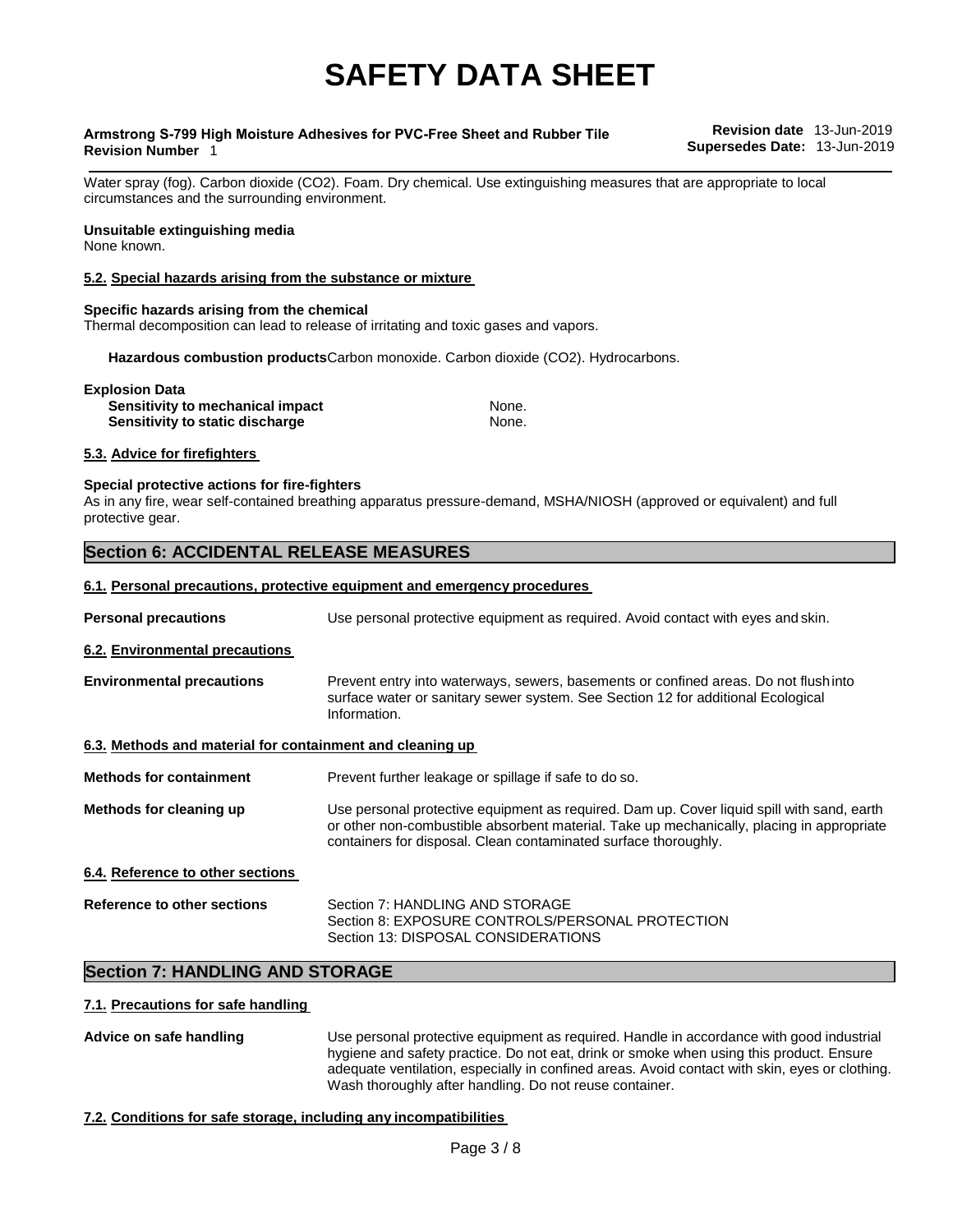Water spray (fog). Carbon dioxide ($CO_2$). Foam. Dry chemical. Use extinguishing measures that are appropriate to local circumstances and the surrounding environment.

**Unsuitable extinguishing media**
None known.

### 5.2. Special hazards arising from the substance or mixture

**Specific hazards arising from the chemical**
Thermal decomposition can lead to release of irritating and toxic gases and vapors.

**Hazardous combustion products** Carbon monoxide. Carbon dioxide ($CO_2$). Hydrocarbons.

**Explosion Data**

| | |
|---|---|
| **Sensitivity to mechanical impact** | None. |
| **Sensitivity to static discharge** | None. |

### 5.3. Advice for firefighters

**Special protective actions for fire-fighters**
As in any fire, wear self-contained breathing apparatus pressure-demand, MSHA/NIOSH (approved or equivalent) and full protective gear.

## Section 6: ACCIDENTAL RELEASE MEASURES

### 6.1. Personal precautions, protective equipment and emergency procedures

**Personal precautions** Use personal protective equipment as required. Avoid contact with eyes and skin.

### 6.2. Environmental precautions

**Environmental precautions** Prevent entry into waterways, sewers, basements or confined areas. Do not flush into surface water or sanitary sewer system. See Section 12 for additional Ecological Information.

### 6.3. Methods and material for containment and cleaning up

**Methods for containment** Prevent further leakage or spillage if safe to do so.

**Methods for cleaning up** Use personal protective equipment as required. Dam up. Cover liquid spill with sand, earth or other non-combustible absorbent material. Take up mechanically, placing in appropriate containers for disposal. Clean contaminated surface thoroughly.

### 6.4. Reference to other sections

**Reference to other sections** Section 7: HANDLING AND STORAGE
Section 8: EXPOSURE CONTROLS/PERSONAL PROTECTION
Section 13: DISPOSAL CONSIDERATIONS

## Section 7: HANDLING AND STORAGE

### 7.1. Precautions for safe handling

**Advice on safe handling** Use personal protective equipment as required. Handle in accordance with good industrial hygiene and safety practice. Do not eat, drink or smoke when using this product. Ensure adequate ventilation, especially in confined areas. Avoid contact with skin, eyes or clothing. Wash thoroughly after handling. Do not reuse container.

### 7.2. Conditions for safe storage, including any incompatibilities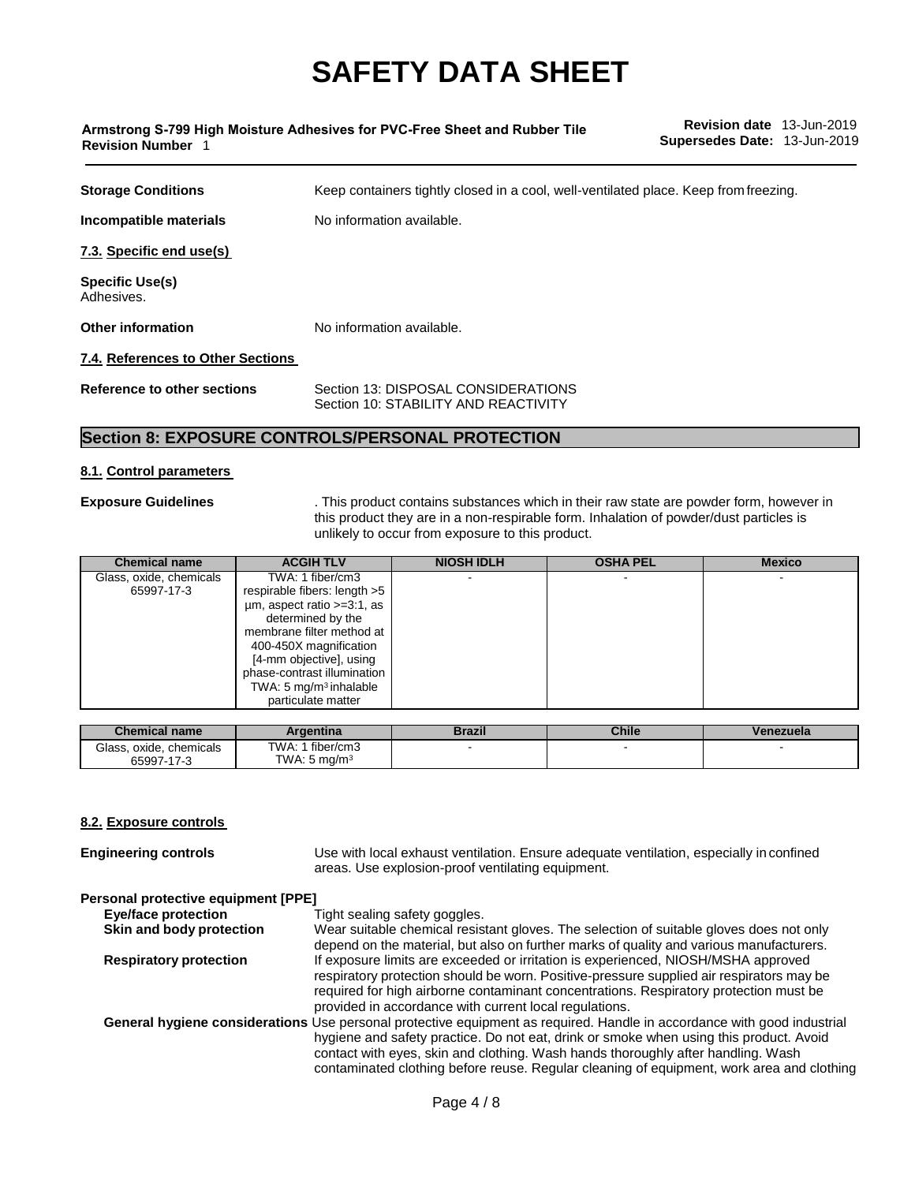**Storage Conditions** Keep containers tightly closed in a cool, well-ventilated place. Keep from freezing.

**Incompatible materials** No information available.

**7.3. Specific end use(s)**

**Specific Use(s)**
Adhesives.

**Other information** No information available.

**7.4. References to Other Sections**

**Reference to other sections** Section 13: DISPOSAL CONSIDERATIONS
Section 10: STABILITY AND REACTIVITY

## Section 8: EXPOSURE CONTROLS/PERSONAL PROTECTION

### 8.1. Control parameters

**Exposure Guidelines** . This product contains substances which in their raw state are powder form, however in this product they are in a non-respirable form. Inhalation of powder/dust particles is unlikely to occur from exposure to this product.

| Chemical name | ACGIH TLV | NIOSH IDLH | OSHA PEL | Mexico |
|---|---|---|---|---|
| Glass, oxide, chemicals 65997-17-3 | TWA: 1 fiber/cm3 respirable fibers: length >5 µm, aspect ratio >=3:1, as determined by the membrane filter method at 400-450X magnification [4-mm objective], using phase-contrast illumination TWA: 5 mg/m³ inhalable particulate matter | - | - | - |

| Chemical name | Argentina | Brazil | Chile | Venezuela |
|---|---|---|---|---|
| Glass, oxide, chemicals 65997-17-3 | TWA: 1 fiber/cm3 TWA: 5 mg/m³ | - | - | - |

### 8.2. Exposure controls

**Engineering controls** Use with local exhaust ventilation. Ensure adequate ventilation, especially in confined areas. Use explosion-proof ventilating equipment.

**Personal protective equipment [PPE]**

**Eye/face protection** Tight sealing safety goggles.

**Skin and body protection** Wear suitable chemical resistant gloves. The selection of suitable gloves does not only depend on the material, but also on further marks of quality and various manufacturers.

**Respiratory protection** If exposure limits are exceeded or irritation is experienced, NIOSH/MSHA approved respiratory protection should be worn. Positive-pressure supplied air respirators may be required for high airborne contaminant concentrations. Respiratory protection must be provided in accordance with current local regulations.

**General hygiene considerations** Use personal protective equipment as required. Handle in accordance with good industrial hygiene and safety practice. Do not eat, drink or smoke when using this product. Avoid contact with eyes, skin and clothing. Wash hands thoroughly after handling. Wash contaminated clothing before reuse. Regular cleaning of equipment, work area and clothing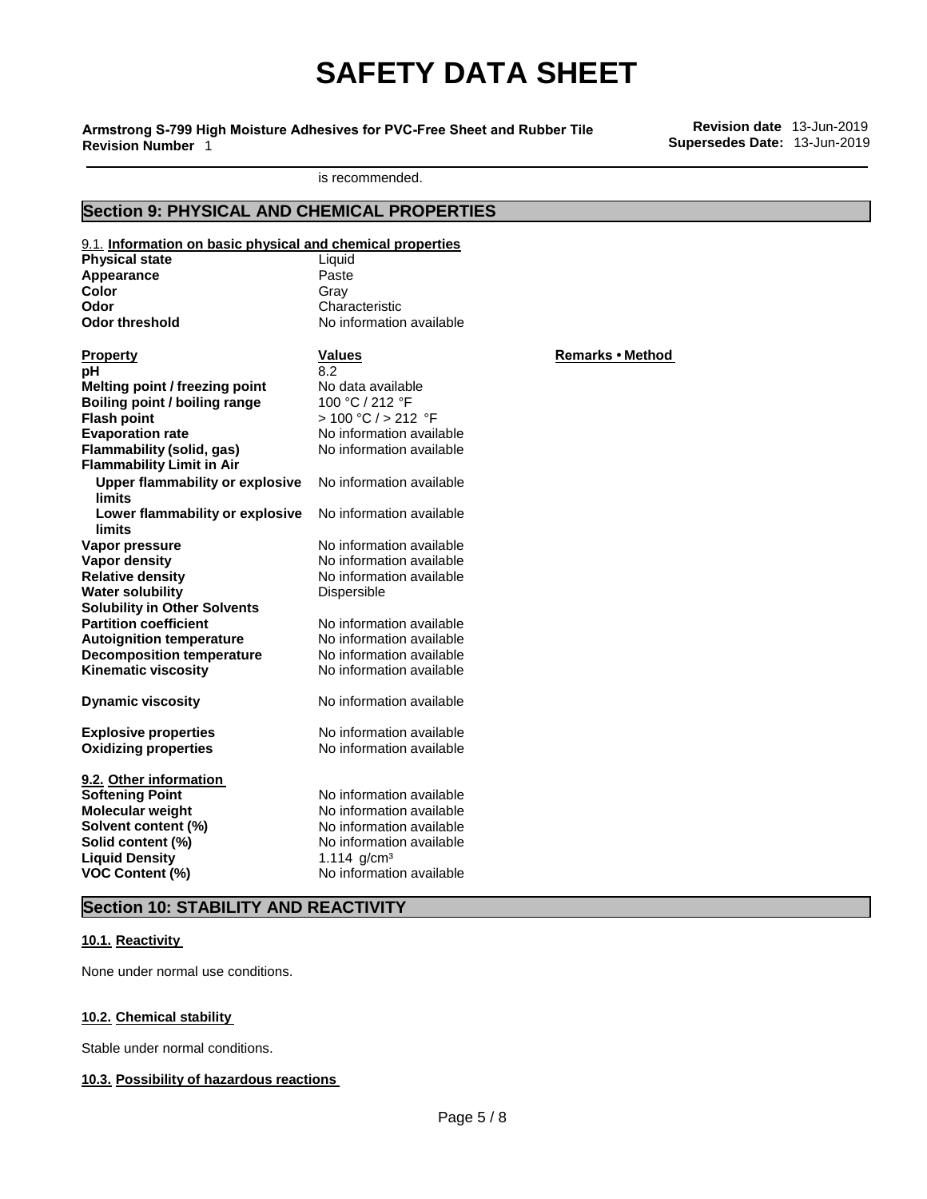is recommended.

## Section 9: PHYSICAL AND CHEMICAL PROPERTIES

### 9.1. Information on basic physical and chemical properties

| | |
|---|---|
| **Physical state** | Liquid |
| **Appearance** | Paste |
| **Color** | Gray |
| **Odor** | Characteristic |
| **Odor threshold** | No information available |

| Property | Values | Remarks • Method |
|---|---|---|
| **pH** | 8.2 | |
| **Melting point / freezing point** | No data available | |
| **Boiling point / boiling range** | 100 °C / 212 °F | |
| **Flash point** | > 100 °C / > 212 °F | |
| **Evaporation rate** | No information available | |
| **Flammability (solid, gas)** | No information available | |
| **Flammability Limit in Air** | | |
| **Upper flammability or explosive limits** | No information available | |
| **Lower flammability or explosive limits** | No information available | |
| **Vapor pressure** | No information available | |
| **Vapor density** | No information available | |
| **Relative density** | No information available | |
| **Water solubility** | Dispersible | |
| **Solubility in Other Solvents** | | |
| **Partition coefficient** | No information available | |
| **Autoignition temperature** | No information available | |
| **Decomposition temperature** | No information available | |
| **Kinematic viscosity** | No information available | |
| **Dynamic viscosity** | No information available | |
| **Explosive properties** | No information available | |
| **Oxidizing properties** | No information available | |

### 9.2. Other information

| | |
|---|---|
| **Softening Point** | No information available |
| **Molecular weight** | No information available |
| **Solvent content (%)** | No information available |
| **Solid content (%)** | No information available |
| **Liquid Density** | 1.114 g/cm³ |
| **VOC Content (%)** | No information available |

## Section 10: STABILITY AND REACTIVITY

### 10.1. Reactivity

None under normal use conditions.

### 10.2. Chemical stability

Stable under normal conditions.

### 10.3. Possibility of hazardous reactions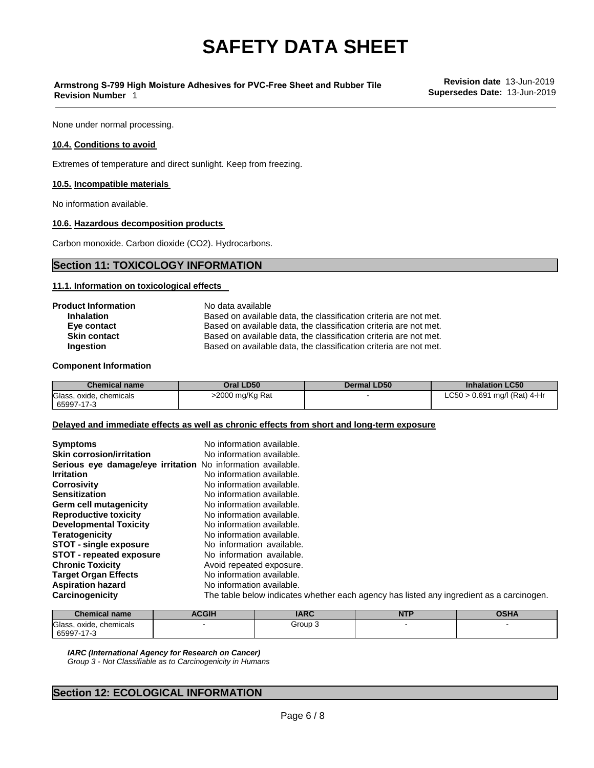None under normal processing.

**10.4. Conditions to avoid**

Extremes of temperature and direct sunlight. Keep from freezing.

**10.5. Incompatible materials**

No information available.

**10.6. Hazardous decomposition products**

Carbon monoxide. Carbon dioxide ($CO_2$). Hydrocarbons.

## Section 11: TOXICOLOGY INFORMATION

**11.1. Information on toxicological effects**

**Product Information** No data available

- **Inhalation** Based on available data, the classification criteria are not met.
- **Eye contact** Based on available data, the classification criteria are not met.
- **Skin contact** Based on available data, the classification criteria are not met.
- **Ingestion** Based on available data, the classification criteria are not met.

**Component Information**

| Chemical name | Oral LD50 | Dermal LD50 | Inhalation LC50 |
|---|---|---|---|
| Glass, oxide, chemicals 65997-17-3 | >2000 mg/Kg Rat | - | LC50 > 0.691 mg/l (Rat) 4-Hr |

**Delayed and immediate effects as well as chronic effects from short and long-term exposure**

**Symptoms** No information available.
**Skin corrosion/irritation** No information available.
**Serious eye damage/eye irritation** No information available.
**Irritation** No information available.
**Corrosivity** No information available.
**Sensitization** No information available.
**Germ cell mutagenicity** No information available.
**Reproductive toxicity** No information available.
**Developmental Toxicity** No information available.
**Teratogenicity** No information available.
**STOT - single exposure** No information available.
**STOT - repeated exposure** No information available.
**Chronic Toxicity** Avoid repeated exposure.
**Target Organ Effects** No information available.
**Aspiration hazard** No information available.
**Carcinogenicity** The table below indicates whether each agency has listed any ingredient as a carcinogen.

| Chemical name | ACGIH | IARC | NTP | OSHA |
|---|---|---|---|---|
| Glass, oxide, chemicals 65997-17-3 | - | Group 3 | - | - |

*IARC (International Agency for Research on Cancer)*
*Group 3 - Not Classifiable as to Carcinogenicity in Humans*

## Section 12: ECOLOGICAL INFORMATION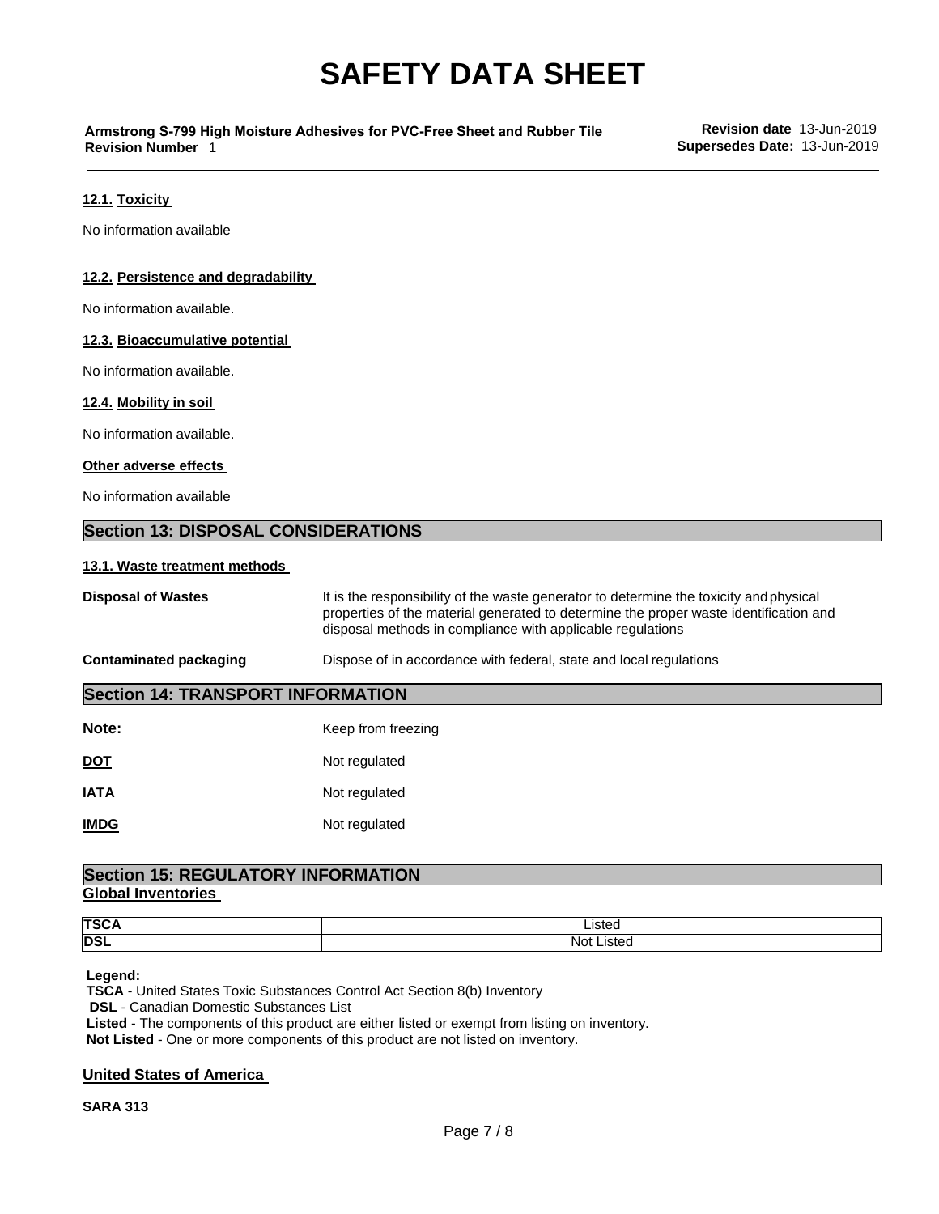#### 12.1. Toxicity

No information available

#### 12.2. Persistence and degradability

No information available.

#### 12.3. Bioaccumulative potential

No information available.

#### 12.4. Mobility in soil

No information available.

#### Other adverse effects

No information available

## Section 13: DISPOSAL CONSIDERATIONS

#### 13.1. Waste treatment methods

**Disposal of Wastes** It is the responsibility of the waste generator to determine the toxicity and physical properties of the material generated to determine the proper waste identification and disposal methods in compliance with applicable regulations

**Contaminated packaging** Dispose of in accordance with federal, state and local regulations

## Section 14: TRANSPORT INFORMATION

**Note:** Keep from freezing

**DOT** Not regulated

**IATA** Not regulated

**IMDG** Not regulated

## Section 15: REGULATORY INFORMATION

#### Global Inventories

| | |
|---|---|
| **TSCA** | Listed |
| **DSL** | Not Listed |

**Legend:**
**TSCA** - United States Toxic Substances Control Act Section 8(b) Inventory
**DSL** - Canadian Domestic Substances List
**Listed** - The components of this product are either listed or exempt from listing on inventory.
**Not Listed** - One or more components of this product are not listed on inventory.

#### United States of America

**SARA 313**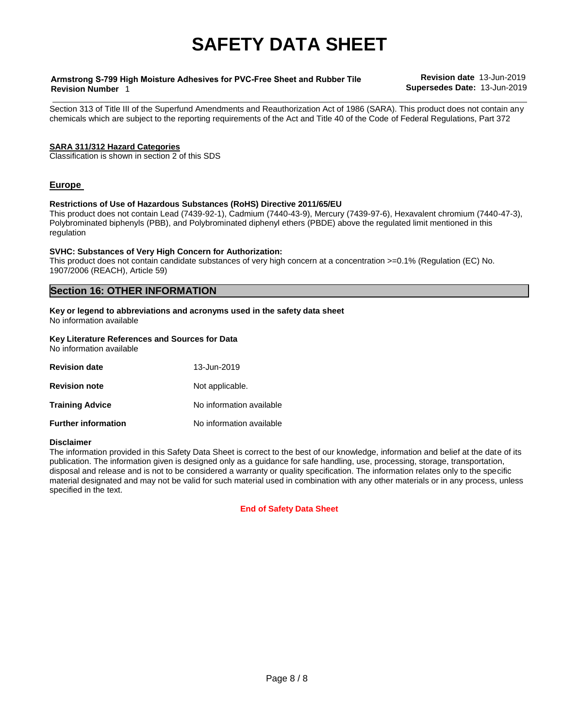Section 313 of Title III of the Superfund Amendments and Reauthorization Act of 1986 (SARA). This product does not contain any chemicals which are subject to the reporting requirements of the Act and Title 40 of the Code of Federal Regulations, Part 372

**SARA 311/312 Hazard Categories**
Classification is shown in section 2 of this SDS

### Europe

**Restrictions of Use of Hazardous Substances (RoHS) Directive 2011/65/EU**
This product does not contain Lead (7439-92-1), Cadmium (7440-43-9), Mercury (7439-97-6), Hexavalent chromium (7440-47-3), Polybrominated biphenyls (PBB), and Polybrominated diphenyl ethers (PBDE) above the regulated limit mentioned in this regulation

**SVHC: Substances of Very High Concern for Authorization:**
This product does not contain candidate substances of very high concern at a concentration >=0.1% (Regulation (EC) No. 1907/2006 (REACH), Article 59)

## Section 16: OTHER INFORMATION

**Key or legend to abbreviations and acronyms used in the safety data sheet**
No information available

**Key Literature References and Sources for Data**
No information available

| | |
|---|---|
| **Revision date** | 13-Jun-2019 |
| **Revision note** | Not applicable. |
| **Training Advice** | No information available |
| **Further information** | No information available |

**Disclaimer**
The information provided in this Safety Data Sheet is correct to the best of our knowledge, information and belief at the date of its publication. The information given is designed only as a guidance for safe handling, use, processing, storage, transportation, disposal and release and is not to be considered a warranty or quality specification. The information relates only to the specific material designated and may not be valid for such material used in combination with any other materials or in any process, unless specified in the text.

**End of Safety Data Sheet**